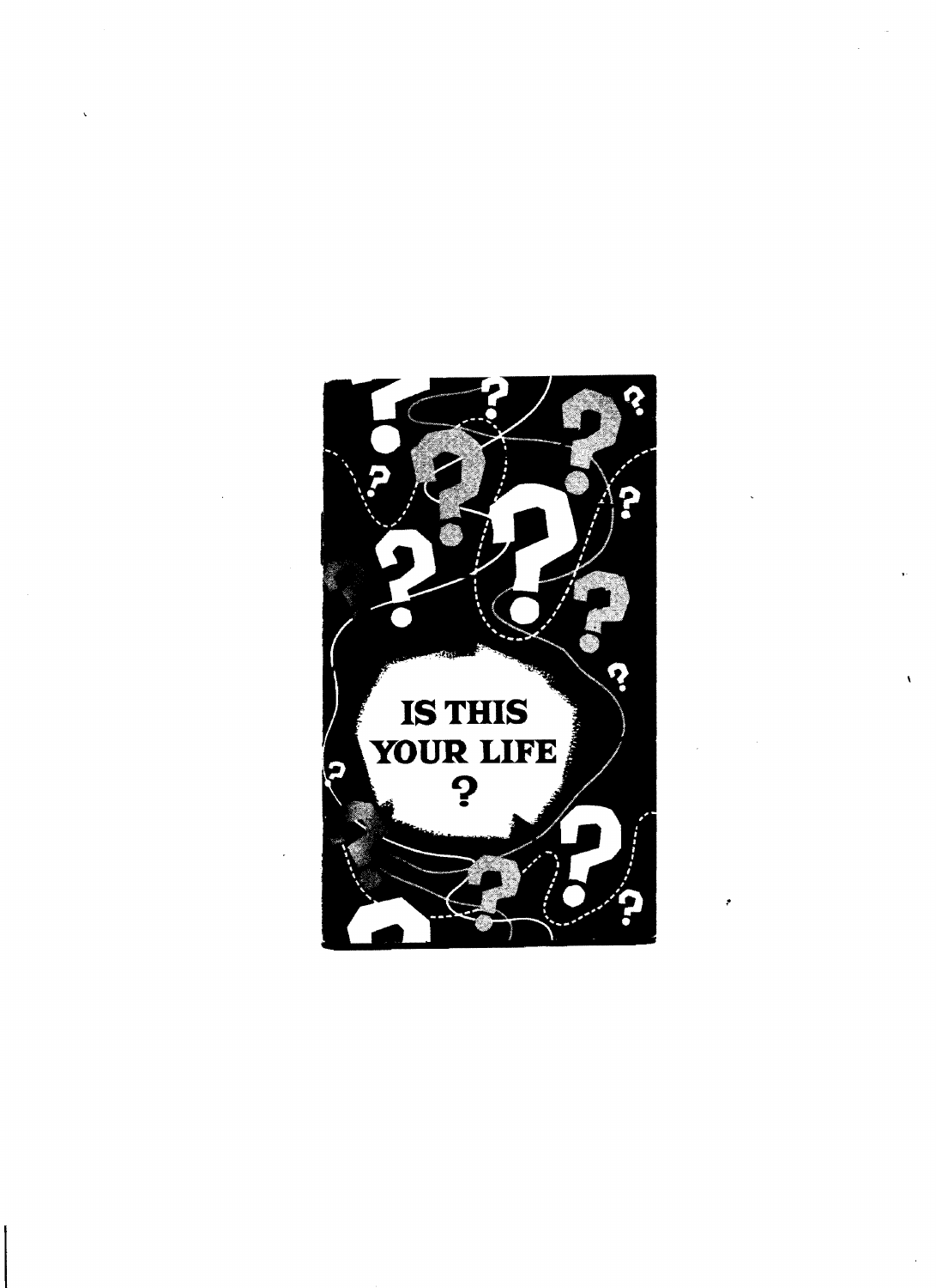# IS THIS YOUR LIFE ?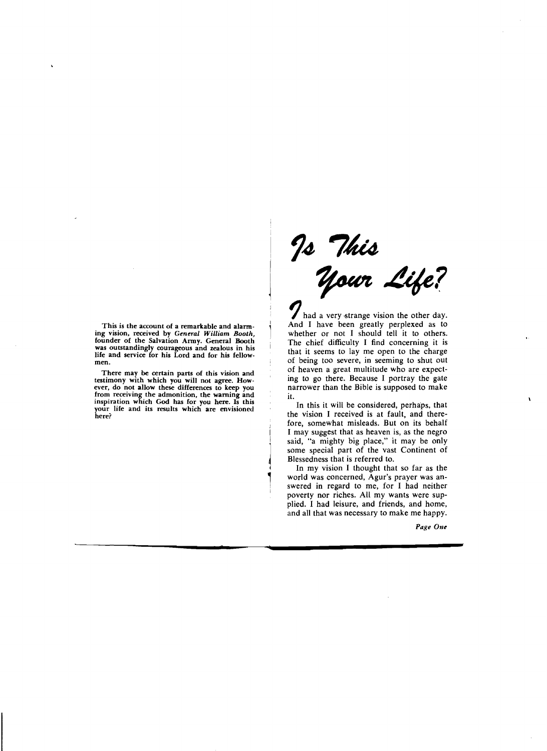This is the account of a remarkable and alarming vision, received by *General William Booth*, founder of the Salvation Army. General Booth was outstandingly courageous and zealous in his life and service for his Lord and for his fellowmen.

There may be certain parts of this vision and testimony with which you will not agree. However, do not allow these differences to keep you from receiving the admonition, the warning and inspiration which God has for you here. Is this your life and its results which are envisioned here?

# Is This Your Life?

I had a very strange vision the other day. And I have been greatly perplexed as to whether or not I should tell it to others. The chief difficulty I find concerning it is that it seems to lay me open to the charge of being too severe, in seeming to shut out of heaven a great multitude who are expecting to go there. Because I portray the gate narrower than the Bible is supposed to make it.

In this it will be considered, perhaps, that the vision I received is at fault, and therefore, somewhat misleads. But on its behalf I may suggest that as heaven is, as the negro said, "a mighty big place," it may be only some special part of the vast Continent of Blessedness that is referred to.

In my vision I thought that so far as the world was concerned, Agur's prayer was answered in regard to me, for I had neither poverty nor riches. All my wants were supplied. I had leisure, and friends, and home, and all that was necessary to make me happy.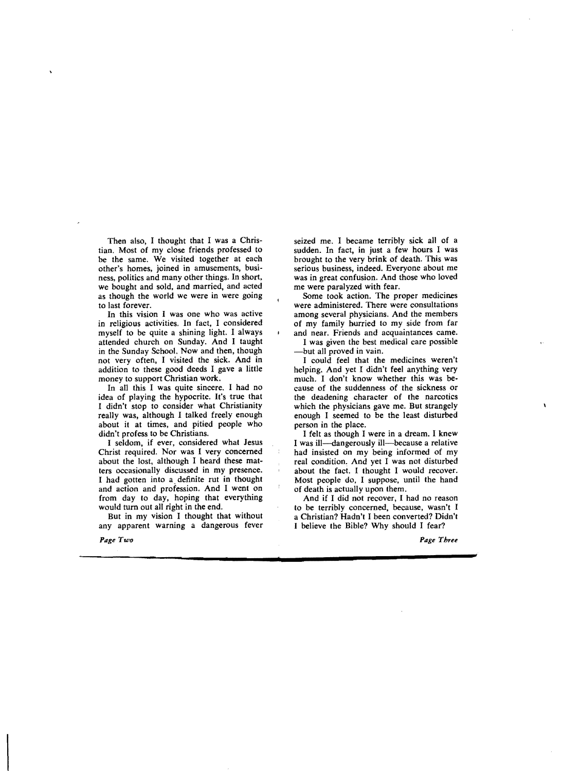Then also, I thought that I was a Christian. Most of my close friends professed to be the same. We visited together at each other's homes, joined in amusements, business, politics and many other things. In short, we bought and sold, and married, and acted as though the world we were in were going to last forever.

In this vision I was one who was active in religious activities. In fact, I considered myself to be quite a shining light. I always attended church on Sunday. And I taught in the Sunday School. Now and then, though not very often, I visited the sick. And in addition to these good deeds I gave a little money to support Christian work.

In all this I was quite sincere. I had no idea of playing the hypocrite. It's true that I didn't stop to consider what Christianity really was, although I talked freely enough about it at times, and pitied people who didn't profess to be Christians.

I seldom, if ever, considered what Jesus Christ required. Nor was I very concerned about the lost, although I heard these matters occasionally discussed in my presence. I had gotten into a definite rut in thought and action and profession. And I went on from day to day, hoping that everything would turn out all right in the end.

But in my vision I thought that without any apparent warning a dangerous fever seized me. I became terribly sick all of a sudden. In fact, in just a few hours I was brought to the very brink of death. This was serious business, indeed. Everyone about me was in great confusion. And those who loved me were paralyzed with fear.

Some took action. The proper medicines were administered. There were consultations among several physicians. And the members of my family hurried to my side from far and near. Friends and acquaintances came.

I was given the best medical care possible —but all proved in vain.

I could feel that the medicines weren't helping. And yet I didn't feel anything very much. I don't know whether this was because of the suddenness of the sickness or the deadening character of the narcotics which the physicians gave me. But strangely enough I seemed to be the least disturbed person in the place.

I felt as though I were in a dream. I knew I was ill—dangerously ill—because a relative had insisted on my being informed of my real condition. And yet I was not disturbed about the fact. I thought I would recover. Most people do, I suppose, until the hand of death is actually upon them.

And if I did not recover, I had no reason to be terribly concerned, because, wasn't I a Christian? Hadn't I been converted? Didn't I believe the Bible? Why should I fear?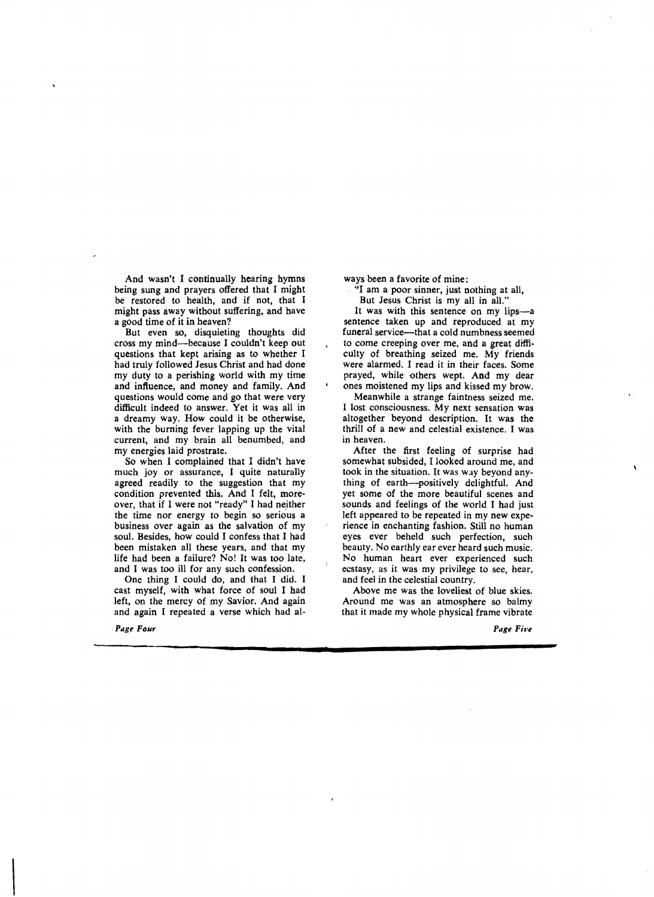And wasn't I continually hearing hymns being sung and prayers offered that I might be restored to health, and if not, that I might pass away without suffering, and have a good time of it in heaven?

But even so, disquieting thoughts did cross my mind—because I couldn't keep out questions that kept arising as to whether I had truly followed Jesus Christ and had done my duty to a perishing world with my time and influence, and money and family. And questions would come and go that were very difficult indeed to answer. Yet it was all in a dreamy way. How could it be otherwise, with the burning fever lapping up the vital current, and my brain all benumbed, and my energies laid prostrate.

So when I complained that I didn't have much joy or assurance, I quite naturally agreed readily to the suggestion that my condition prevented this. And I felt, moreover, that if I were not "ready" I had neither the time nor energy to begin so serious a business over again as the salvation of my soul. Besides, how could I confess that I had been mistaken all these years, and that my life had been a failure? No! It was too late, and I was too ill for any such confession.

One thing I could do, and that I did. I cast myself, with what force of soul I had left, on the mercy of my Savior. And again and again I repeated a verse which had always been a favorite of mine:

"I am a poor sinner, just nothing at all,
But Jesus Christ is my all in all."

It was with this sentence on my lips—a sentence taken up and reproduced at my funeral service—that a cold numbness seemed to come creeping over me, and a great difficulty of breathing seized me. My friends were alarmed. I read it in their faces. Some prayed, while others wept. And my dear ones moistened my lips and kissed my brow.

Meanwhile a strange faintness seized me. I lost consciousness. My next sensation was altogether beyond description. It was the thrill of a new and celestial existence. I was in heaven.

After the first feeling of surprise had somewhat subsided, I looked around me, and took in the situation. It was way beyond anything of earth—positively delightful. And yet some of the more beautiful scenes and sounds and feelings of the world I had just left appeared to be repeated in my new experience in enchanting fashion. Still no human eyes ever beheld such perfection, such beauty. No earthly ear ever heard such music. No human heart ever experienced such ecstasy, as it was my privilege to see, hear, and feel in the celestial country.

Above me was the loveliest of blue skies. Around me was an atmosphere so balmy that it made my whole physical frame vibrate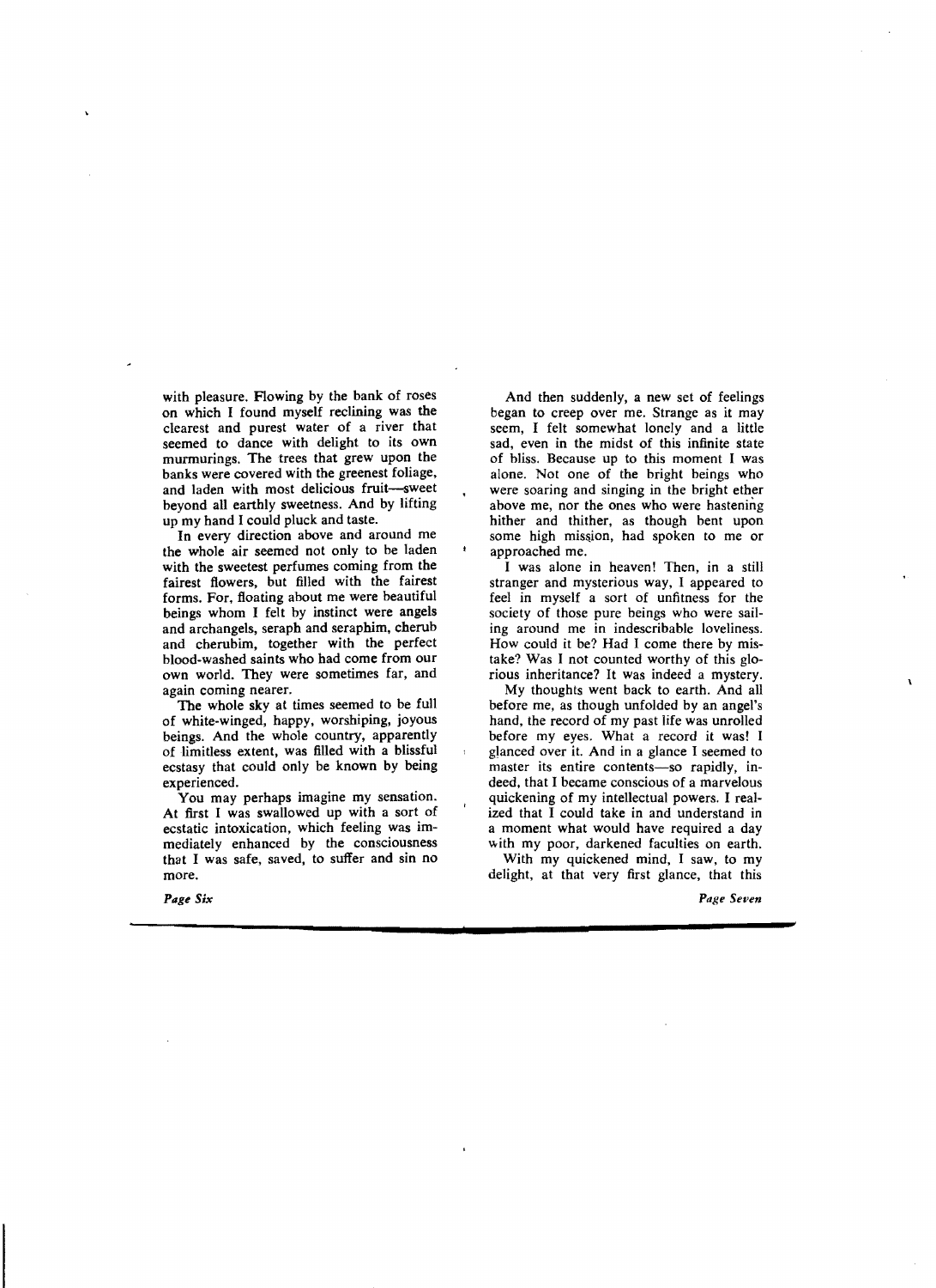with pleasure. Flowing by the bank of roses on which I found myself reclining was the clearest and purest water of a river that seemed to dance with delight to its own murmurings. The trees that grew upon the banks were covered with the greenest foliage, and laden with most delicious fruit—sweet beyond all earthly sweetness. And by lifting up my hand I could pluck and taste.

In every direction above and around me the whole air seemed not only to be laden with the sweetest perfumes coming from the fairest flowers, but filled with the fairest forms. For, floating about me were beautiful beings whom I felt by instinct were angels and archangels, seraph and seraphim, cherub and cherubim, together with the perfect blood-washed saints who had come from our own world. They were sometimes far, and again coming nearer.

The whole sky at times seemed to be full of white-winged, happy, worshiping, joyous beings. And the whole country, apparently of limitless extent, was filled with a blissful ecstasy that could only be known by being experienced.

You may perhaps imagine my sensation. At first I was swallowed up with a sort of ecstatic intoxication, which feeling was immediately enhanced by the consciousness that I was safe, saved, to suffer and sin no more.

And then suddenly, a new set of feelings began to creep over me. Strange as it may seem, I felt somewhat lonely and a little sad, even in the midst of this infinite state of bliss. Because up to this moment I was alone. Not one of the bright beings who were soaring and singing in the bright ether above me, nor the ones who were hastening hither and thither, as though bent upon some high mission, had spoken to me or approached me.

I was alone in heaven! Then, in a still stranger and mysterious way, I appeared to feel in myself a sort of unfitness for the society of those pure beings who were sailing around me in indescribable loveliness. How could it be? Had I come there by mistake? Was I not counted worthy of this glorious inheritance? It was indeed a mystery.

My thoughts went back to earth. And all before me, as though unfolded by an angel's hand, the record of my past life was unrolled before my eyes. What a record it was! I glanced over it. And in a glance I seemed to master its entire contents—so rapidly, indeed, that I became conscious of a marvelous quickening of my intellectual powers. I realized that I could take in and understand in a moment what would have required a day with my poor, darkened faculties on earth.

With my quickened mind, I saw, to my delight, at that very first glance, that this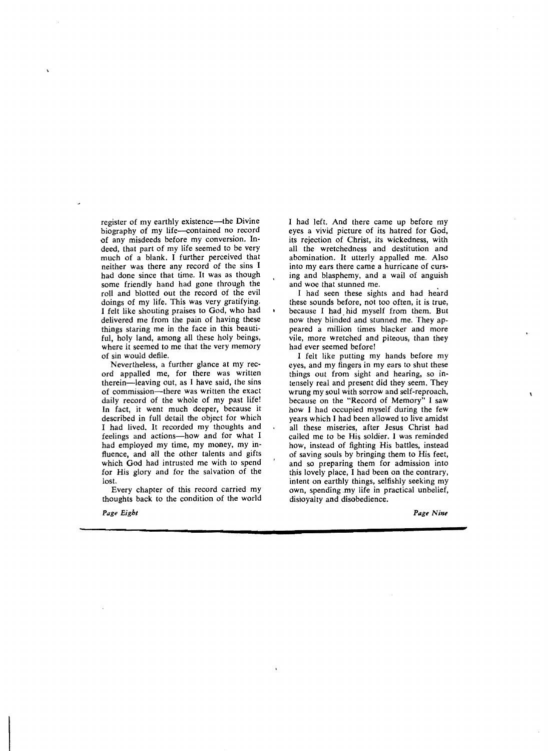register of my earthly existence—the Divine biography of my life—contained no record of any misdeeds before my conversion. Indeed, that part of my life seemed to be very much of a blank. I further perceived that neither was there any record of the sins I had done since that time. It was as though some friendly hand had gone through the roll and blotted out the record of the evil doings of my life. This was very gratifying. I felt like shouting praises to God, who had delivered me from the pain of having these things staring me in the face in this beautiful, holy land, among all these holy beings, where it seemed to me that the very memory of sin would defile.

Nevertheless, a further glance at my record appalled me, for there was written therein—leaving out, as I have said, the sins of commission—there was written the exact daily record of the whole of my past life! In fact, it went much deeper, because it described in full detail the object for which I had lived. It recorded my thoughts and feelings and actions—how and for what I had employed my time, my money, my influence, and all the other talents and gifts which God had intrusted me with to spend for His glory and for the salvation of the lost.

Every chapter of this record carried my thoughts back to the condition of the world I had left. And there came up before my eyes a vivid picture of its hatred for God, its rejection of Christ, its wickedness, with all the wretchedness and destitution and abomination. It utterly appalled me. Also into my ears there came a hurricane of cursing and blasphemy, and a wail of anguish and woe that stunned me.

I had seen these sights and had heard these sounds before, not too often, it is true, because I had hid myself from them. But now they blinded and stunned me. They appeared a million times blacker and more vile, more wretched and piteous, than they had ever seemed before!

I felt like putting my hands before my eyes, and my fingers in my ears to shut these things out from sight and hearing, so intensely real and present did they seem. They wrung my soul with sorrow and self-reproach, because on the "Record of Memory" I saw how I had occupied myself during the few years which I had been allowed to live amidst all these miseries, after Jesus Christ had called me to be His soldier. I was reminded how, instead of fighting His battles, instead of saving souls by bringing them to His feet, and so preparing them for admission into this lovely place, I had been on the contrary, intent on earthly things, selfishly seeking my own, spending my life in practical unbelief, disloyalty and disobedience.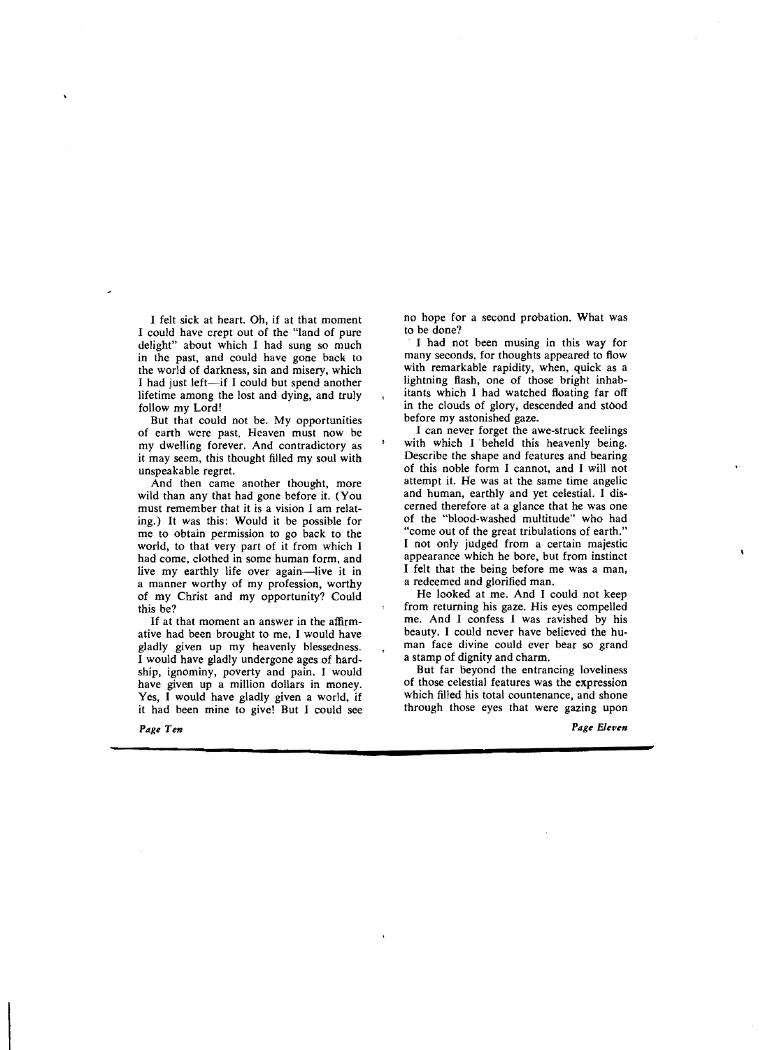I felt sick at heart. Oh, if at that moment I could have crept out of the "land of pure delight" about which I had sung so much in the past, and could have gone back to the world of darkness, sin and misery, which I had just left—if I could but spend another lifetime among the lost and dying, and truly follow my Lord!

But that could not be. My opportunities of earth were past. Heaven must now be my dwelling forever. And contradictory as it may seem, this thought filled my soul with unspeakable regret.

And then came another thought, more wild than any that had gone before it. (You must remember that it is a vision I am relating.) It was this: Would it be possible for me to obtain permission to go back to the world, to that very part of it from which I had come, clothed in some human form, and live my earthly life over again—live it in a manner worthy of my profession, worthy of my Christ and my opportunity? Could this be?

If at that moment an answer in the affirmative had been brought to me, I would have gladly given up my heavenly blessedness. I would have gladly undergone ages of hardship, ignominy, poverty and pain. I would have given up a million dollars in money. Yes, I would have gladly given a world, if it had been mine to give! But I could see no hope for a second probation. What was to be done?

I had not been musing in this way for many seconds, for thoughts appeared to flow with remarkable rapidity, when, quick as a lightning flash, one of those bright inhabitants which I had watched floating far off in the clouds of glory, descended and stood before my astonished gaze.

I can never forget the awe-struck feelings with which I beheld this heavenly being. Describe the shape and features and bearing of this noble form I cannot, and I will not attempt it. He was at the same time angelic and human, earthly and yet celestial. I discerned therefore at a glance that he was one of the "blood-washed multitude" who had "come out of the great tribulations of earth." I not only judged from a certain majestic appearance which he bore, but from instinct I felt that the being before me was a man, a redeemed and glorified man.

He looked at me. And I could not keep from returning his gaze. His eyes compelled me. And I confess I was ravished by his beauty. I could never have believed the human face divine could ever bear so grand a stamp of dignity and charm.

But far beyond the entrancing loveliness of those celestial features was the expression which filled his total countenance, and shone through those eyes that were gazing upon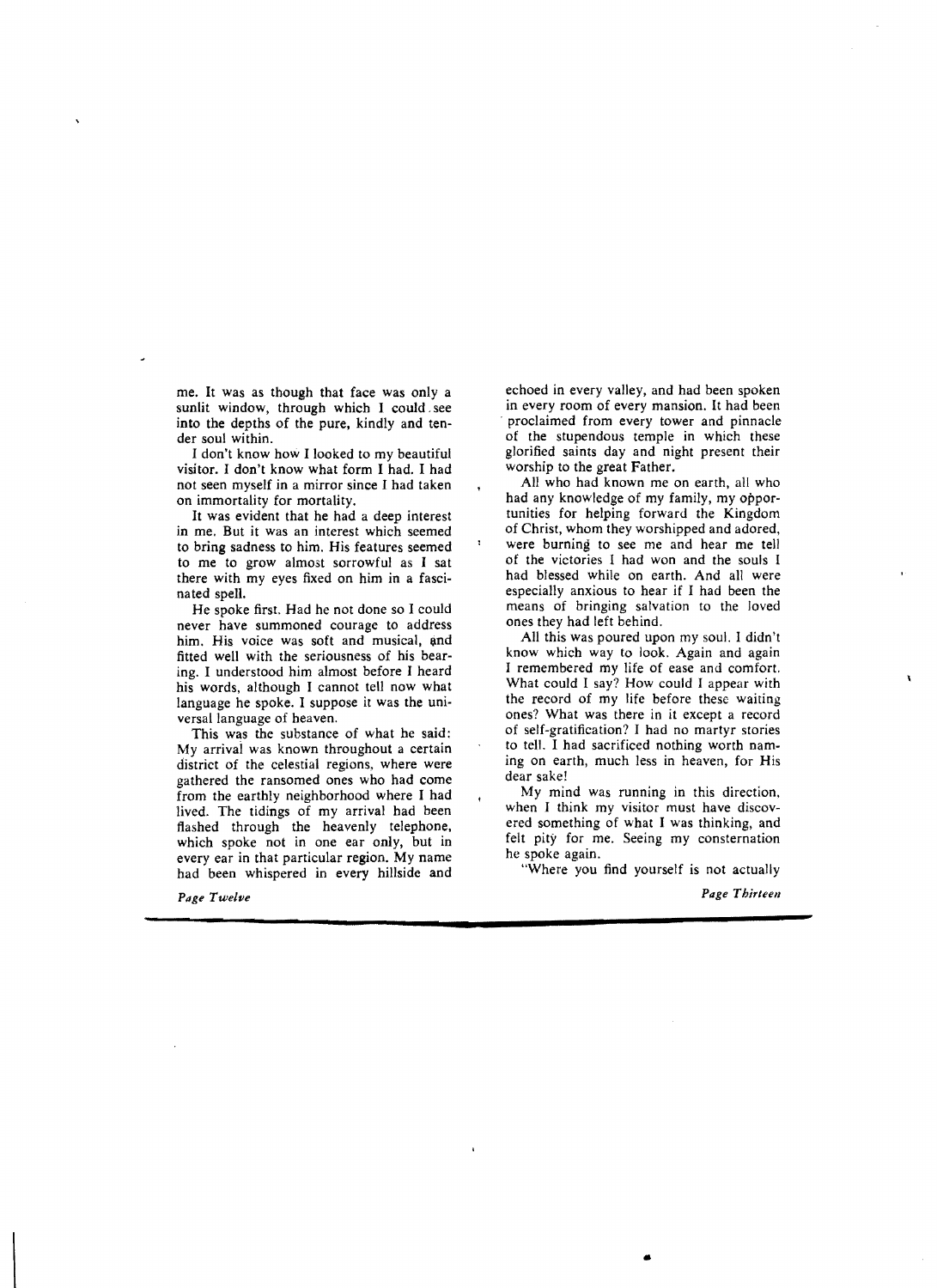me. It was as though that face was only a sunlit window, through which I could see into the depths of the pure, kindly and tender soul within.

I don't know how I looked to my beautiful visitor. I don't know what form I had. I had not seen myself in a mirror since I had taken on immortality for mortality.

It was evident that he had a deep interest in me. But it was an interest which seemed to bring sadness to him. His features seemed to me to grow almost sorrowful as I sat there with my eyes fixed on him in a fascinated spell.

He spoke first. Had he not done so I could never have summoned courage to address him. His voice was soft and musical, and fitted well with the seriousness of his bearing. I understood him almost before I heard his words, although I cannot tell now what language he spoke. I suppose it was the universal language of heaven.

This was the substance of what he said: My arrival was known throughout a certain district of the celestial regions, where were gathered the ransomed ones who had come from the earthly neighborhood where I had lived. The tidings of my arrival had been flashed through the heavenly telephone, which spoke not in one ear only, but in every ear in that particular region. My name had been whispered in every hillside and echoed in every valley, and had been spoken in every room of every mansion. It had been proclaimed from every tower and pinnacle of the stupendous temple in which these glorified saints day and night present their worship to the great Father.

All who had known me on earth, all who had any knowledge of my family, my opportunities for helping forward the Kingdom of Christ, whom they worshipped and adored, were burning to see me and hear me tell of the victories I had won and the souls I had blessed while on earth. And all were especially anxious to hear if I had been the means of bringing salvation to the loved ones they had left behind.

All this was poured upon my soul. I didn't know which way to look. Again and again I remembered my life of ease and comfort. What could I say? How could I appear with the record of my life before these waiting ones? What was there in it except a record of self-gratification? I had no martyr stories to tell. I had sacrificed nothing worth naming on earth, much less in heaven, for His dear sake!

My mind was running in this direction, when I think my visitor must have discovered something of what I was thinking, and felt pity for me. Seeing my consternation he spoke again.

"Where you find yourself is not actually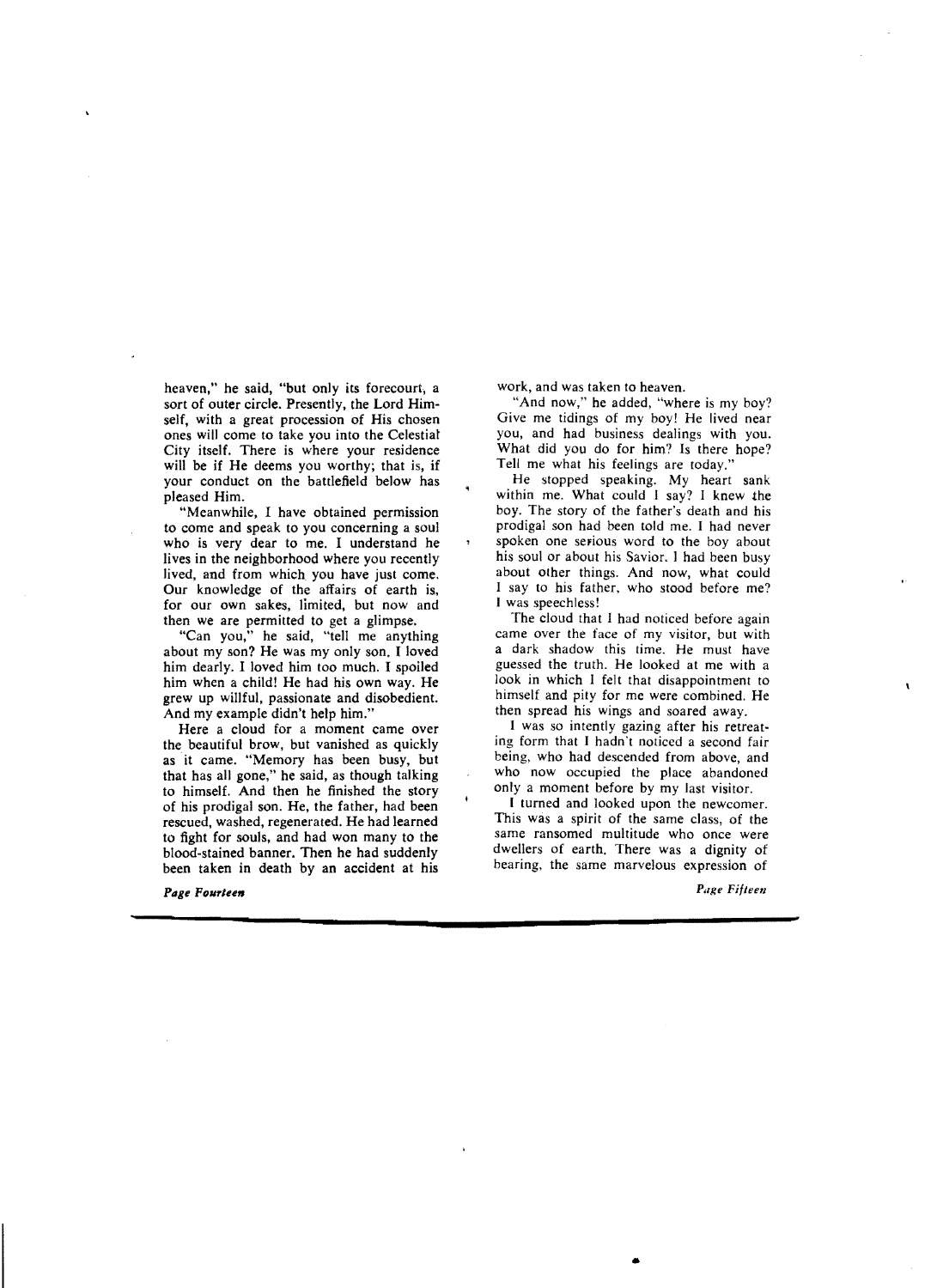heaven," he said, "but only its forecourt, a sort of outer circle. Presently, the Lord Himself, with a great procession of His chosen ones will come to take you into the Celestial City itself. There is where your residence will be if He deems you worthy; that is, if your conduct on the battlefield below has pleased Him.

"Meanwhile, I have obtained permission to come and speak to you concerning a soul who is very dear to me. I understand he lives in the neighborhood where you recently lived, and from which you have just come. Our knowledge of the affairs of earth is, for our own sakes, limited, but now and then we are permitted to get a glimpse.

"Can you," he said, "tell me anything about my son? He was my only son. I loved him dearly. I loved him too much. I spoiled him when a child! He had his own way. He grew up willful, passionate and disobedient. And my example didn't help him."

Here a cloud for a moment came over the beautiful brow, but vanished as quickly as it came. "Memory has been busy, but that has all gone," he said, as though talking to himself. And then he finished the story of his prodigal son. He, the father, had been rescued, washed, regenerated. He had learned to fight for souls, and had won many to the blood-stained banner. Then he had suddenly been taken in death by an accident at his work, and was taken to heaven.

"And now," he added, "where is my boy? Give me tidings of my boy! He lived near you, and had business dealings with you. What did you do for him? Is there hope? Tell me what his feelings are today."

He stopped speaking. My heart sank within me. What could I say? I knew the boy. The story of the father's death and his prodigal son had been told me. I had never spoken one serious word to the boy about his soul or about his Savior. I had been busy about other things. And now, what could I say to his father, who stood before me? I was speechless!

The cloud that I had noticed before again came over the face of my visitor, but with a dark shadow this time. He must have guessed the truth. He looked at me with a look in which I felt that disappointment to himself and pity for me were combined. He then spread his wings and soared away.

I was so intently gazing after his retreating form that I hadn't noticed a second fair being, who had descended from above, and who now occupied the place abandoned only a moment before by my last visitor.

I turned and looked upon the newcomer. This was a spirit of the same class, of the same ransomed multitude who once were dwellers of earth. There was a dignity of bearing, the same marvelous expression of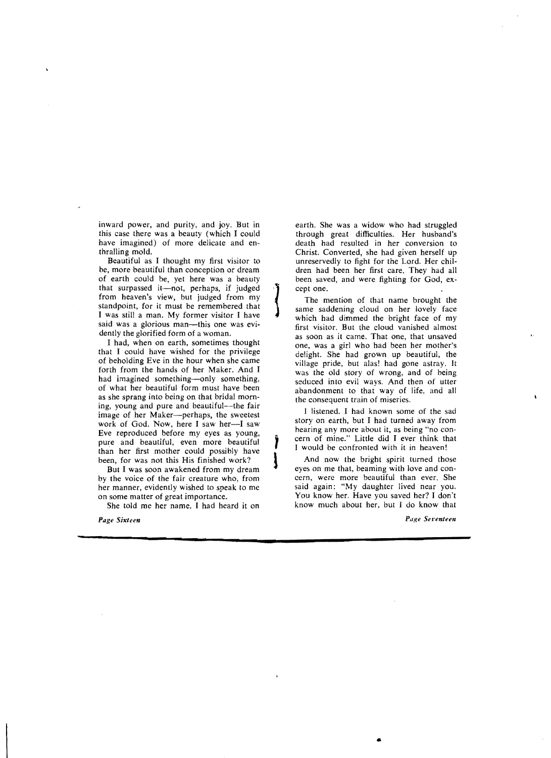inward power, and purity, and joy. But in this case there was a beauty (which I could have imagined) of more delicate and enthralling mold.

Beautiful as I thought my first visitor to be, more beautiful than conception or dream of earth could be, yet here was a beauty that surpassed it—not, perhaps, if judged from heaven's view, but judged from my standpoint, for it must be remembered that I was still a man. My former visitor I have said was a glorious man—this one was evidently the glorified form of a woman.

I had, when on earth, sometimes thought that I could have wished for the privilege of beholding Eve in the hour when she came forth from the hands of her Maker. And I had imagined something—only something, of what her beautiful form must have been as she sprang into being on that bridal morning, young and pure and beautiful—the fair image of her Maker—perhaps, the sweetest work of God. Now, here I saw her—I saw Eve reproduced before my eyes as young, pure and beautiful, even more beautiful than her first mother could possibly have been, for was not this His finished work?

But I was soon awakened from my dream by the voice of the fair creature who, from her manner, evidently wished to speak to me on some matter of great importance.

She told me her name. I had heard it on earth. She was a widow who had struggled through great difficulties. Her husband's death had resulted in her conversion to Christ. Converted, she had given herself up unreservedly to fight for the Lord. Her children had been her first care. They had all been saved, and were fighting for God, except one.

The mention of that name brought the same saddening cloud on her lovely face which had dimmed the bright face of my first visitor. But the cloud vanished almost as soon as it came. That one, that unsaved one, was a girl who had been her mother's delight. She had grown up beautiful, the village pride, but alas! had gone astray. It was the old story of wrong, and of being seduced into evil ways. And then of utter abandonment to that way of life, and all the consequent train of miseries.

I listened. I had known some of the sad story on earth, but I had turned away from hearing any more about it, as being "no concern of mine." Little did I ever think that I would be confronted with it in heaven!

And now the bright spirit turned those eyes on me that, beaming with love and concern, were more beautiful than ever. She said again: "My daughter lived near you. You know her. Have you saved her? I don't know much about her, but I do know that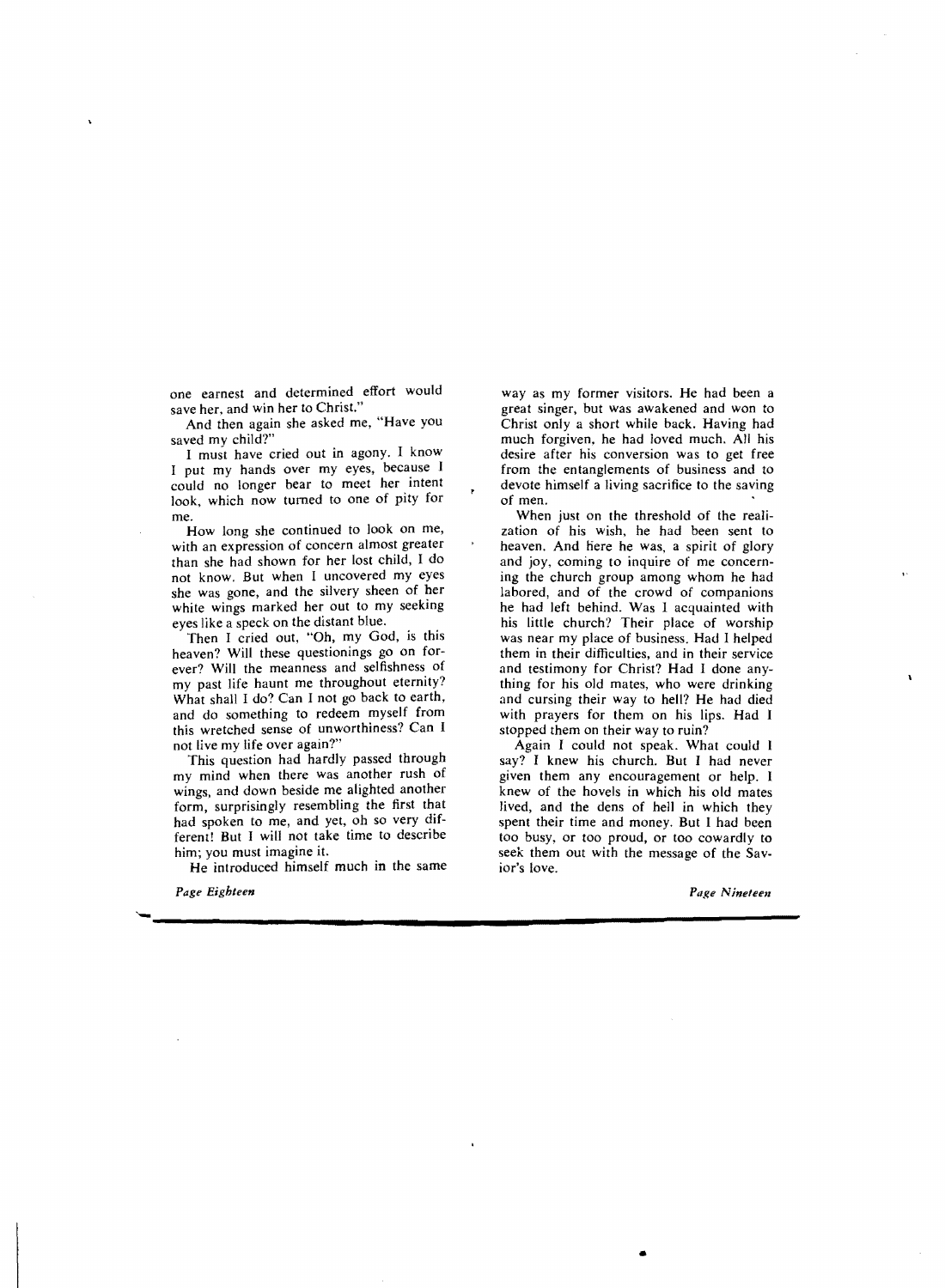one earnest and determined effort would save her, and win her to Christ."

And then again she asked me, "Have you saved my child?"

I must have cried out in agony. I know I put my hands over my eyes, because I could no longer bear to meet her intent look, which now turned to one of pity for me.

How long she continued to look on me, with an expression of concern almost greater than she had shown for her lost child, I do not know. But when I uncovered my eyes she was gone, and the silvery sheen of her white wings marked her out to my seeking eyes like a speck on the distant blue.

Then I cried out, "Oh, my God, is this heaven? Will these questionings go on forever? Will the meanness and selfishness of my past life haunt me throughout eternity? What shall I do? Can I not go back to earth, and do something to redeem myself from this wretched sense of unworthiness? Can I not live my life over again?"

This question had hardly passed through my mind when there was another rush of wings, and down beside me alighted another form, surprisingly resembling the first that had spoken to me, and yet, oh so very different! But I will not take time to describe him; you must imagine it.

He introduced himself much in the same way as my former visitors. He had been a great singer, but was awakened and won to Christ only a short while back. Having had much forgiven, he had loved much. All his desire after his conversion was to get free from the entanglements of business and to devote himself a living sacrifice to the saving of men.

When just on the threshold of the realization of his wish, he had been sent to heaven. And here he was, a spirit of glory and joy, coming to inquire of me concerning the church group among whom he had labored, and of the crowd of companions he had left behind. Was I acquainted with his little church? Their place of worship was near my place of business. Had I helped them in their difficulties, and in their service and testimony for Christ? Had I done anything for his old mates, who were drinking and cursing their way to hell? He had died with prayers for them on his lips. Had I stopped them on their way to ruin?

Again I could not speak. What could I say? I knew his church. But I had never given them any encouragement or help. I knew of the hovels in which his old mates lived, and the dens of hell in which they spent their time and money. But I had been too busy, or too proud, or too cowardly to seek them out with the message of the Savior's love.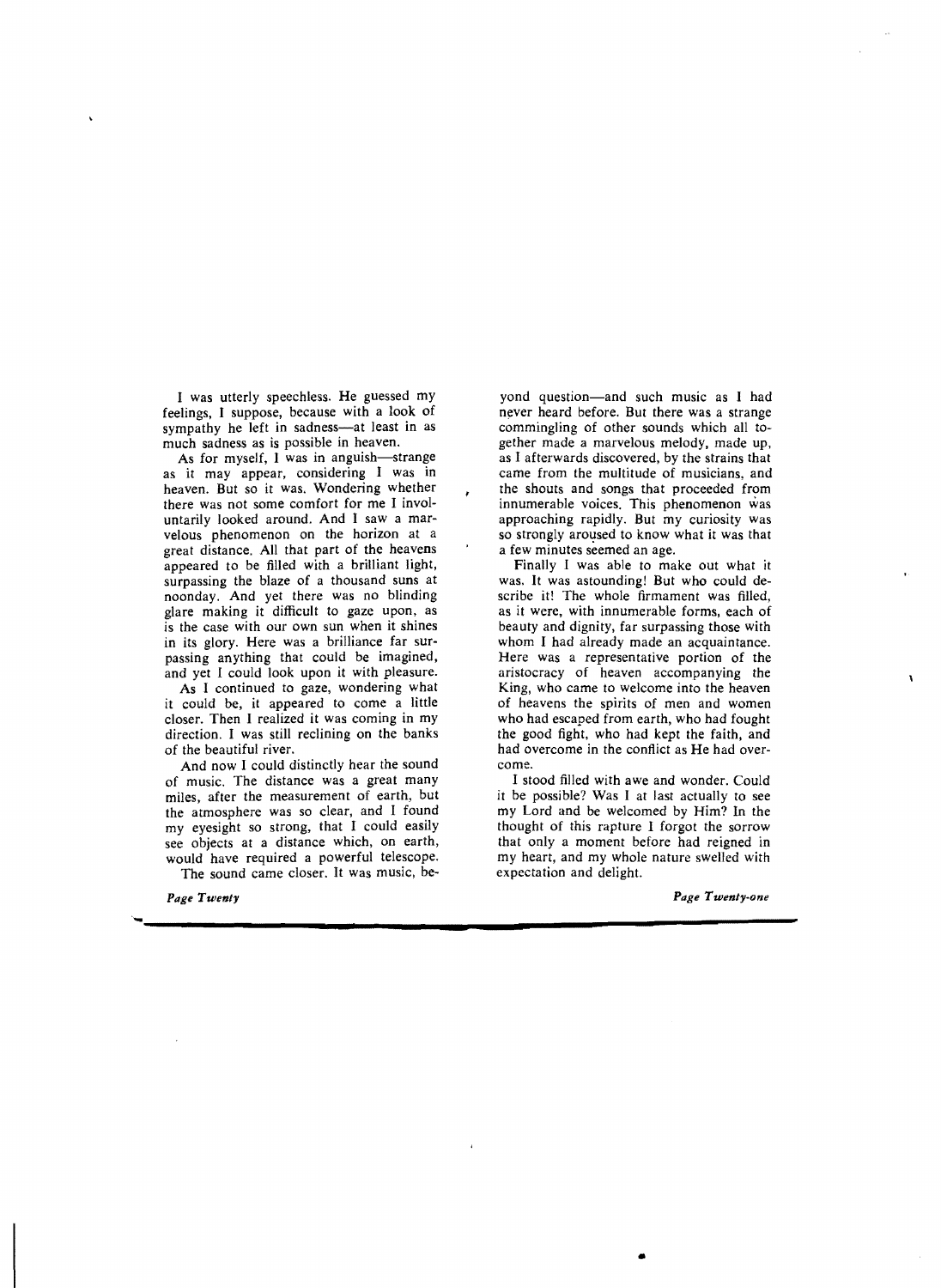I was utterly speechless. He guessed my feelings, I suppose, because with a look of sympathy he left in sadness—at least in as much sadness as is possible in heaven.

As for myself, I was in anguish—strange as it may appear, considering I was in heaven. But so it was. Wondering whether there was not some comfort for me I involuntarily looked around. And I saw a marvelous phenomenon on the horizon at a great distance. All that part of the heavens appeared to be filled with a brilliant light, surpassing the blaze of a thousand suns at noonday. And yet there was no blinding glare making it difficult to gaze upon, as is the case with our own sun when it shines in its glory. Here was a brilliance far surpassing anything that could be imagined, and yet I could look upon it with pleasure.

As I continued to gaze, wondering what it could be, it appeared to come a little closer. Then I realized it was coming in my direction. I was still reclining on the banks of the beautiful river.

And now I could distinctly hear the sound of music. The distance was a great many miles, after the measurement of earth, but the atmosphere was so clear, and I found my eyesight so strong, that I could easily see objects at a distance which, on earth, would have required a powerful telescope.

The sound came closer. It was music, beyond question—and such music as I had never heard before. But there was a strange commingling of other sounds which all together made a marvelous melody, made up, as I afterwards discovered, by the strains that came from the multitude of musicians, and the shouts and songs that proceeded from innumerable voices. This phenomenon was approaching rapidly. But my curiosity was so strongly aroused to know what it was that a few minutes seemed an age.

Finally I was able to make out what it was. It was astounding! But who could describe it! The whole firmament was filled, as it were, with innumerable forms, each of beauty and dignity, far surpassing those with whom I had already made an acquaintance. Here was a representative portion of the aristocracy of heaven accompanying the King, who came to welcome into the heaven of heavens the spirits of men and women who had escaped from earth, who had fought the good fight, who had kept the faith, and had overcome in the conflict as He had overcome.

I stood filled with awe and wonder. Could it be possible? Was I at last actually to see my Lord and be welcomed by Him? In the thought of this rapture I forgot the sorrow that only a moment before had reigned in my heart, and my whole nature swelled with expectation and delight.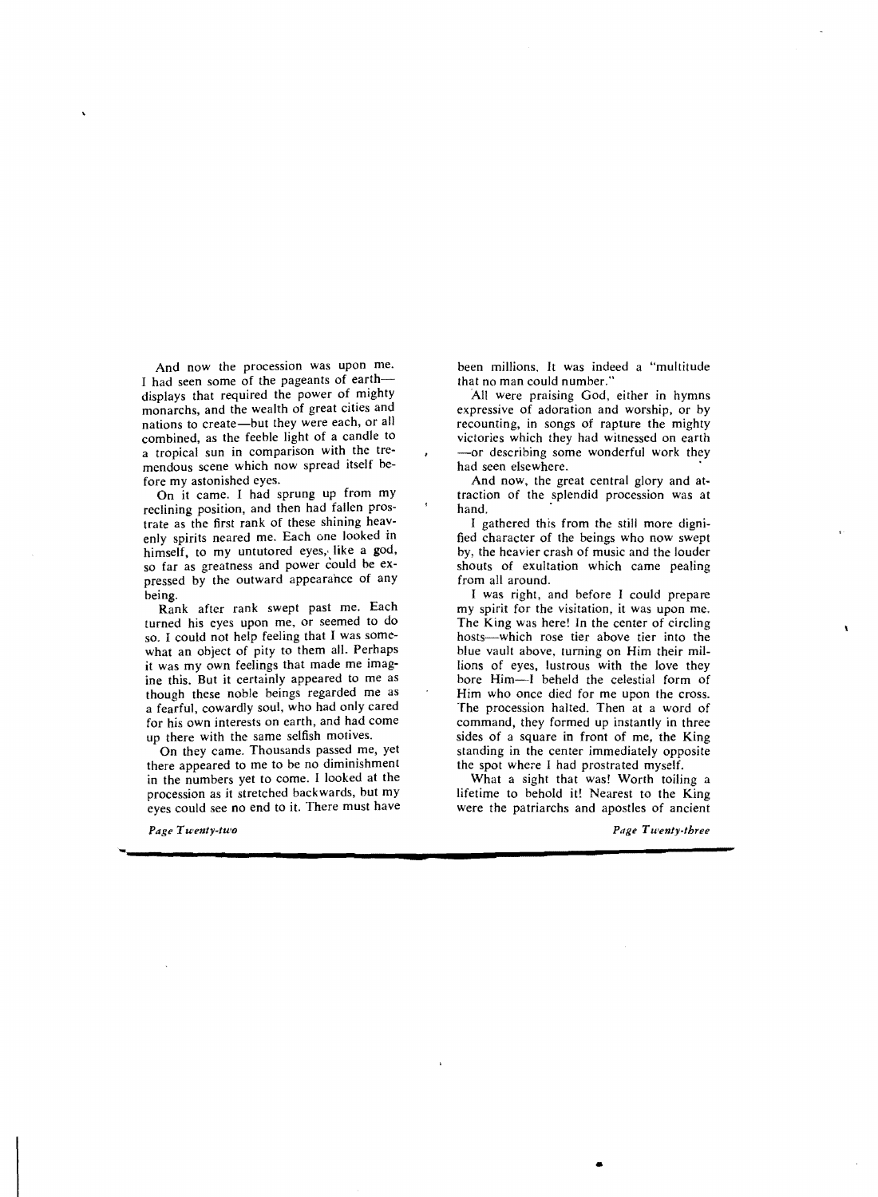And now the procession was upon me. I had seen some of the pageants of earth—displays that required the power of mighty monarchs, and the wealth of great cities and nations to create—but they were each, or all combined, as the feeble light of a candle to a tropical sun in comparison with the tremendous scene which now spread itself before my astonished eyes.

On it came. I had sprung up from my reclining position, and then had fallen prostrate as the first rank of these shining heavenly spirits neared me. Each one looked in himself, to my untutored eyes, like a god, so far as greatness and power could be expressed by the outward appearance of any being.

Rank after rank swept past me. Each turned his eyes upon me, or seemed to do so. I could not help feeling that I was somewhat an object of pity to them all. Perhaps it was my own feelings that made me imagine this. But it certainly appeared to me as though these noble beings regarded me as a fearful, cowardly soul, who had only cared for his own interests on earth, and had come up there with the same selfish motives.

On they came. Thousands passed me, yet there appeared to me to be no diminishment in the numbers yet to come. I looked at the procession as it stretched backwards, but my eyes could see no end to it. There must have been millions. It was indeed a "multitude that no man could number."

All were praising God, either in hymns expressive of adoration and worship, or by recounting, in songs of rapture the mighty victories which they had witnessed on earth—or describing some wonderful work they had seen elsewhere.

And now, the great central glory and attraction of the splendid procession was at hand.

I gathered this from the still more dignified character of the beings who now swept by, the heavier crash of music and the louder shouts of exultation which came pealing from all around.

I was right, and before I could prepare my spirit for the visitation, it was upon me. The King was here! In the center of circling hosts—which rose tier above tier into the blue vault above, turning on Him their millions of eyes, lustrous with the love they bore Him—I beheld the celestial form of Him who once died for me upon the cross. The procession halted. Then at a word of command, they formed up instantly in three sides of a square in front of me, the King standing in the center immediately opposite the spot where I had prostrated myself.

What a sight that was! Worth toiling a lifetime to behold it! Nearest to the King were the patriarchs and apostles of ancient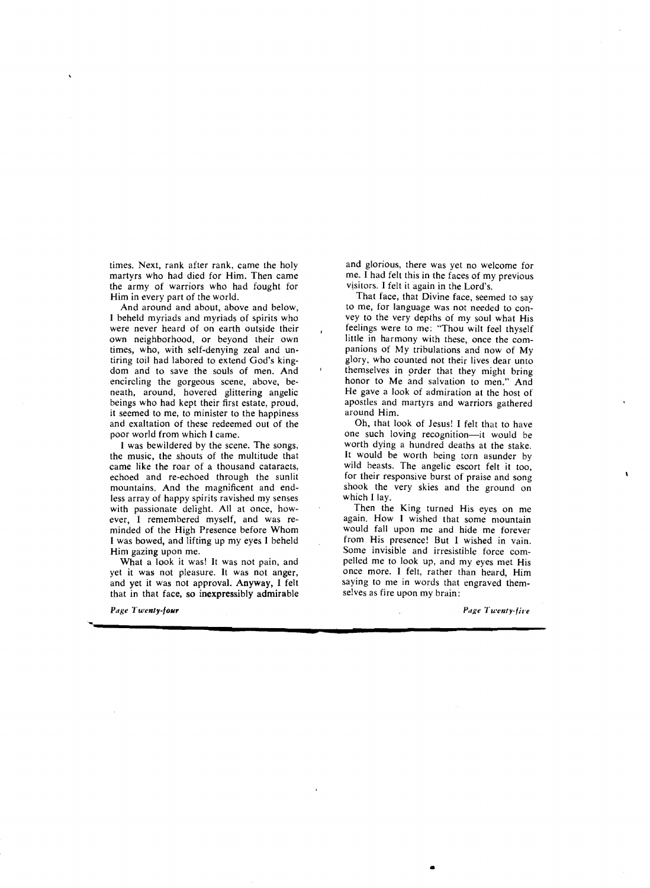times. Next, rank after rank, came the holy martyrs who had died for Him. Then came the army of warriors who had fought for Him in every part of the world.

And around and about, above and below, I beheld myriads and myriads of spirits who were never heard of on earth outside their own neighborhood, or beyond their own times, who, with self-denying zeal and untiring toil had labored to extend God's kingdom and to save the souls of men. And encircling the gorgeous scene, above, beneath, around, hovered glittering angelic beings who had kept their first estate, proud, it seemed to me, to minister to the happiness and exaltation of these redeemed out of the poor world from which I came.

I was bewildered by the scene. The songs, the music, the shouts of the multitude that came like the roar of a thousand cataracts, echoed and re-echoed through the sunlit mountains. And the magnificent and endless array of happy spirits ravished my senses with passionate delight. All at once, however, I remembered myself, and was reminded of the High Presence before Whom I was bowed, and lifting up my eyes I beheld Him gazing upon me.

What a look it was! It was not pain, and yet it was not pleasure. It was not anger, and yet it was not approval. Anyway, I felt that in that face, so inexpressibly admirable and glorious, there was yet no welcome for me. I had felt this in the faces of my previous visitors. I felt it again in the Lord's.

That face, that Divine face, seemed to say to me, for language was not needed to convey to the very depths of my soul what His feelings were to me: "Thou wilt feel thyself little in harmony with these, once the companions of My tribulations and now of My glory, who counted not their lives dear unto themselves in order that they might bring honor to Me and salvation to men." And He gave a look of admiration at the host of apostles and martyrs and warriors gathered around Him.

Oh, that look of Jesus! I felt that to have one such loving recognition—it would be worth dying a hundred deaths at the stake. It would be worth being torn asunder by wild beasts. The angelic escort felt it too, for their responsive burst of praise and song shook the very skies and the ground on which I lay.

Then the King turned His eyes on me again. How I wished that some mountain would fall upon me and hide me forever from His presence! But I wished in vain. Some invisible and irresistible force compelled me to look up, and my eyes met His once more. I felt, rather than heard, Him saying to me in words that engraved themselves as fire upon my brain: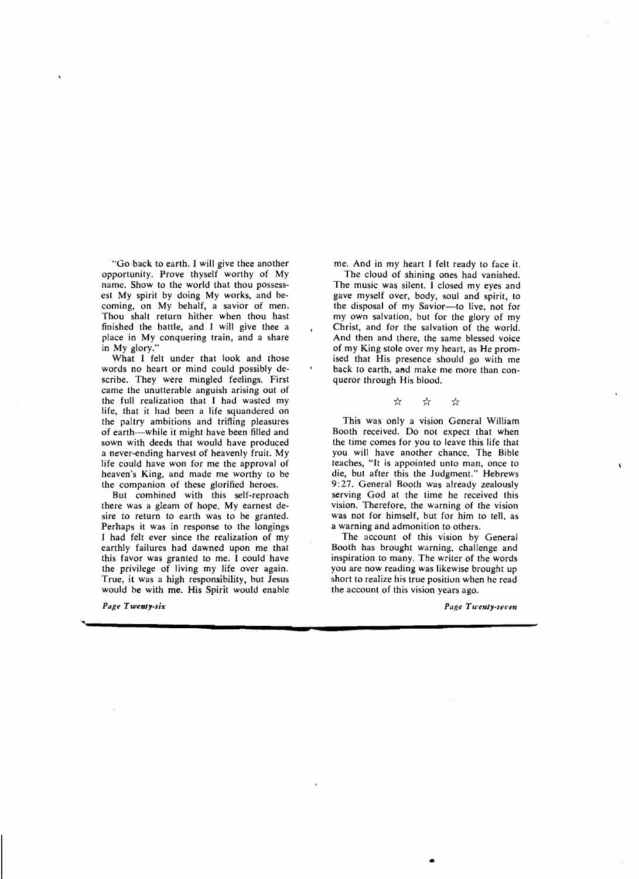"Go back to earth. I will give thee another opportunity. Prove thyself worthy of My name. Show to the world that thou possessest My spirit by doing My works, and becoming, on My behalf, a savior of men. Thou shalt return hither when thou hast finished the battle, and I will give thee a place in My conquering train, and a share in My glory."

What I felt under that look and those words no heart or mind could possibly describe. They were mingled feelings. First came the unutterable anguish arising out of the full realization that I had wasted my life, that it had been a life squandered on the paltry ambitions and trifling pleasures of earth—while it might have been filled and sown with deeds that would have produced a never-ending harvest of heavenly fruit. My life could have won for me the approval of heaven's King, and made me worthy to be the companion of these glorified heroes.

But combined with this self-reproach there was a gleam of hope. My earnest desire to return to earth was to be granted. Perhaps it was in response to the longings I had felt ever since the realization of my earthly failures had dawned upon me that this favor was granted to me. I could have the privilege of living my life over again. True, it was a high responsibility, but Jesus would be with me. His Spirit would enable me. And in my heart I felt ready to face it.

The cloud of shining ones had vanished. The music was silent. I closed my eyes and gave myself over, body, soul and spirit, to the disposal of my Savior—to live, not for my own salvation, but for the glory of my Christ, and for the salvation of the world. And then and there, the same blessed voice of my King stole over my heart, as He promised that His presence should go with me back to earth, and make me more than conqueror through His blood.

☆ ☆ ☆

This was only a vision General William Booth received. Do not expect that when the time comes for you to leave this life that you will have another chance. The Bible teaches, "It is appointed unto man, once to die, but after this the Judgment." Hebrews 9:27. General Booth was already zealously serving God at the time he received this vision. Therefore, the warning of the vision was not for himself, but for him to tell, as a warning and admonition to others.

The account of this vision by General Booth has brought warning, challenge and inspiration to many. The writer of the words you are now reading was likewise brought up short to realize his true position when he read the account of this vision years ago.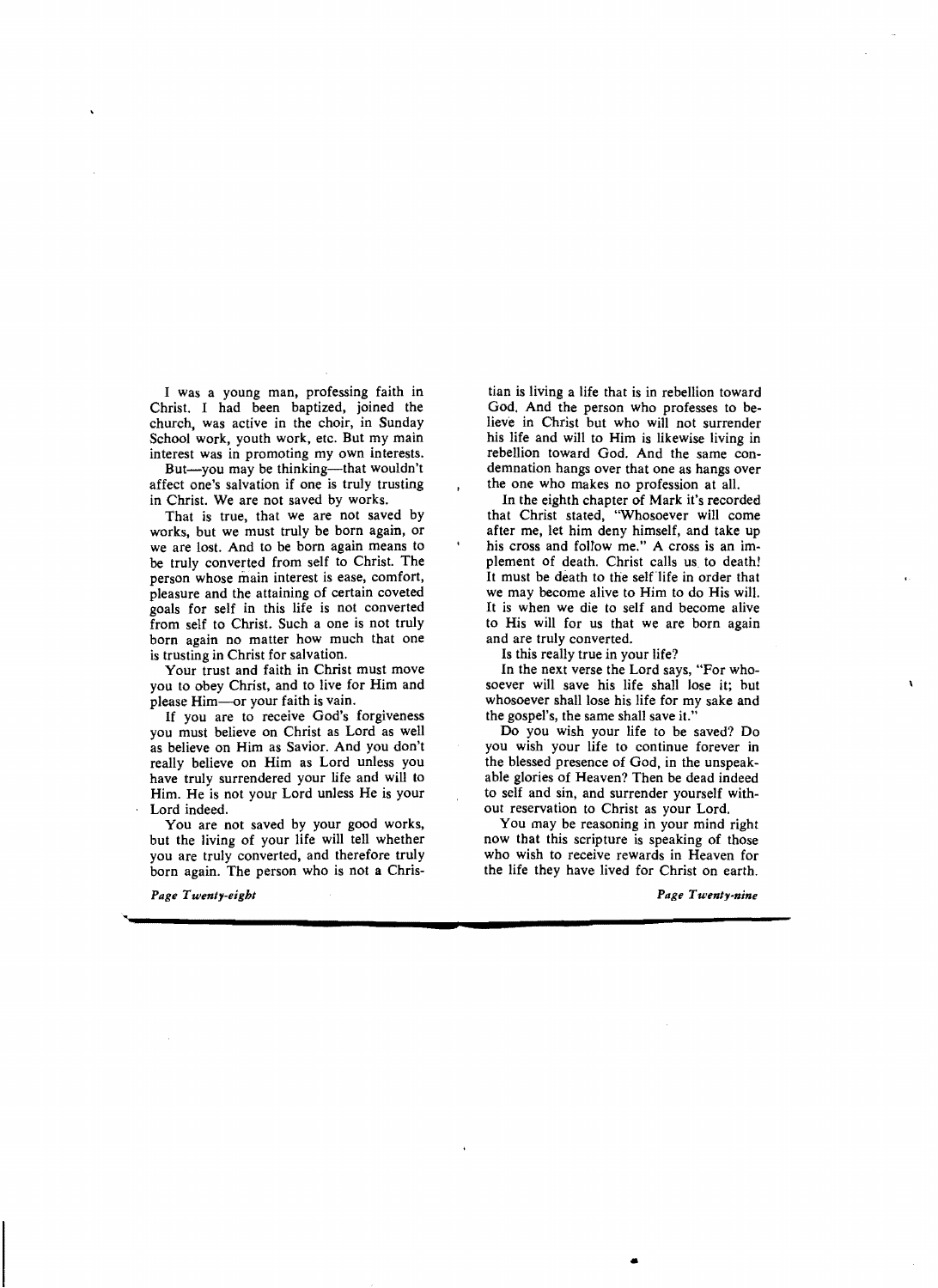I was a young man, professing faith in Christ. I had been baptized, joined the church, was active in the choir, in Sunday School work, youth work, etc. But my main interest was in promoting my own interests.

But—you may be thinking—that wouldn't affect one's salvation if one is truly trusting in Christ. We are not saved by works.

That is true, that we are not saved by works, but we must truly be born again, or we are lost. And to be born again means to be truly converted from self to Christ. The person whose main interest is ease, comfort, pleasure and the attaining of certain coveted goals for self in this life is not converted from self to Christ. Such a one is not truly born again no matter how much that one is trusting in Christ for salvation.

Your trust and faith in Christ must move you to obey Christ, and to live for Him and please Him—or your faith is vain.

If you are to receive God's forgiveness you must believe on Christ as Lord as well as believe on Him as Savior. And you don't really believe on Him as Lord unless you have truly surrendered your life and will to Him. He is not your Lord unless He is your Lord indeed.

You are not saved by your good works, but the living of your life will tell whether you are truly converted, and therefore truly born again. The person who is not a Christian is living a life that is in rebellion toward God. And the person who professes to believe in Christ but who will not surrender his life and will to Him is likewise living in rebellion toward God. And the same condemnation hangs over that one as hangs over the one who makes no profession at all.

In the eighth chapter of Mark it's recorded that Christ stated, "Whosoever will come after me, let him deny himself, and take up his cross and follow me." A cross is an implement of death. Christ calls us to death! It must be death to the self life in order that we may become alive to Him to do His will. It is when we die to self and become alive to His will for us that we are born again and are truly converted.

Is this really true in your life?

In the next verse the Lord says, "For whosoever will save his life shall lose it; but whosoever shall lose his life for my sake and the gospel's, the same shall save it."

Do you wish your life to be saved? Do you wish your life to continue forever in the blessed presence of God, in the unspeakable glories of Heaven? Then be dead indeed to self and sin, and surrender yourself without reservation to Christ as your Lord.

You may be reasoning in your mind right now that this scripture is speaking of those who wish to receive rewards in Heaven for the life they have lived for Christ on earth.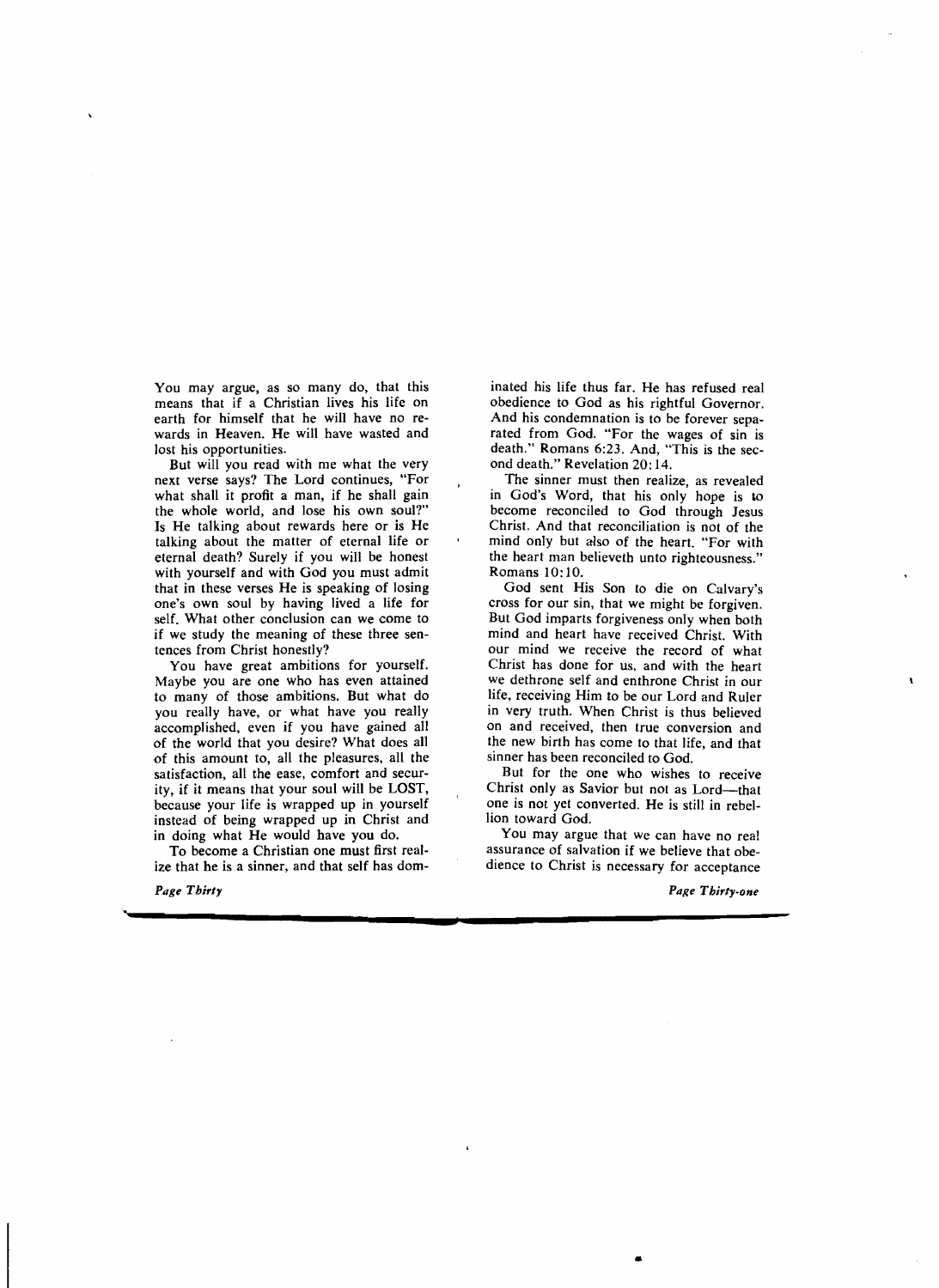You may argue, as so many do, that this means that if a Christian lives his life on earth for himself that he will have no rewards in Heaven. He will have wasted and lost his opportunities.

But will you read with me what the very next verse says? The Lord continues, "For what shall it profit a man, if he shall gain the whole world, and lose his own soul?" Is He talking about rewards here or is He talking about the matter of eternal life or eternal death? Surely if you will be honest with yourself and with God you must admit that in these verses He is speaking of losing one's own soul by having lived a life for self. What other conclusion can we come to if we study the meaning of these three sentences from Christ honestly?

You have great ambitions for yourself. Maybe you are one who has even attained to many of those ambitions. But what do you really have, or what have you really accomplished, even if you have gained all of the world that you desire? What does all of this amount to, all the pleasures, all the satisfaction, all the ease, comfort and security, if it means that your soul will be LOST, because your life is wrapped up in yourself instead of being wrapped up in Christ and in doing what He would have you do.

To become a Christian one must first realize that he is a sinner, and that self has dominated his life thus far. He has refused real obedience to God as his rightful Governor. And his condemnation is to be forever separated from God. "For the wages of sin is death." Romans 6:23. And, "This is the second death." Revelation 20:14.

The sinner must then realize, as revealed in God's Word, that his only hope is to become reconciled to God through Jesus Christ. And that reconciliation is not of the mind only but also of the heart. "For with the heart man believeth unto righteousness." Romans 10:10.

God sent His Son to die on Calvary's cross for our sin, that we might be forgiven. But God imparts forgiveness only when both mind and heart have received Christ. With our mind we receive the record of what Christ has done for us, and with the heart we dethrone self and enthrone Christ in our life, receiving Him to be our Lord and Ruler in very truth. When Christ is thus believed on and received, then true conversion and the new birth has come to that life, and that sinner has been reconciled to God.

But for the one who wishes to receive Christ only as Savior but not as Lord—that one is not yet converted. He is still in rebellion toward God.

You may argue that we can have no real assurance of salvation if we believe that obedience to Christ is necessary for acceptance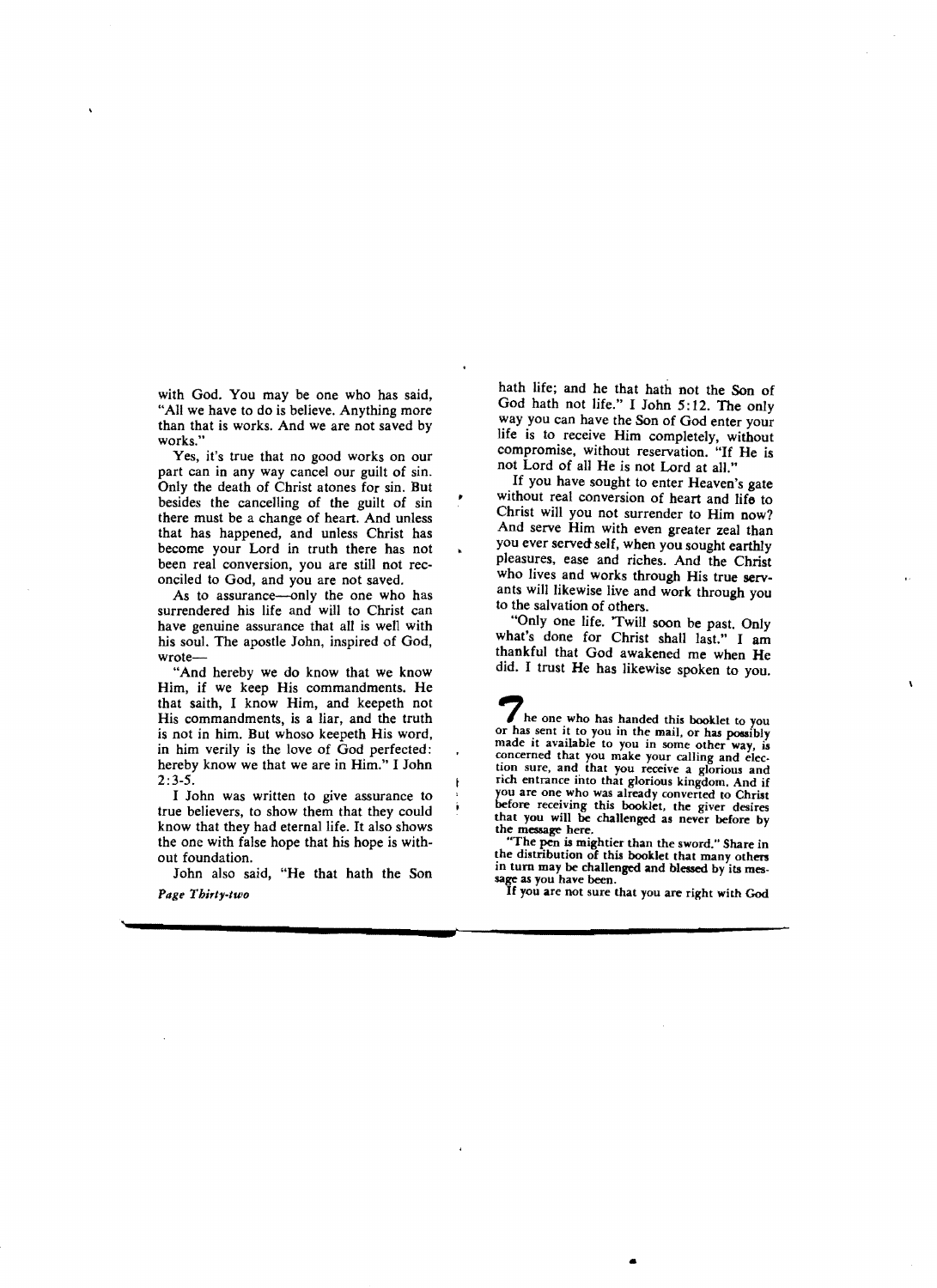with God. You may be one who has said, "All we have to do is believe. Anything more than that is works. And we are not saved by works."

Yes, it's true that no good works on our part can in any way cancel our guilt of sin. Only the death of Christ atones for sin. But besides the cancelling of the guilt of sin there must be a change of heart. And unless that has happened, and unless Christ has become your Lord in truth there has not been real conversion, you are still not reconciled to God, and you are not saved.

As to assurance—only the one who has surrendered his life and will to Christ can have genuine assurance that all is well with his soul. The apostle John, inspired of God, wrote—

"And hereby we do know that we know Him, if we keep His commandments. He that saith, I know Him, and keepeth not His commandments, is a liar, and the truth is not in him. But whoso keepeth His word, in him verily is the love of God perfected: hereby know we that we are in Him." I John 2:3-5.

I John was written to give assurance to true believers, to show them that they could know that they had eternal life. It also shows the one with false hope that his hope is without foundation.

John also said, "He that hath the Son hath life; and he that hath not the Son of God hath not life." I John 5:12. The only way you can have the Son of God enter your life is to receive Him completely, without compromise, without reservation. "If He is not Lord of all He is not Lord at all."

If you have sought to enter Heaven's gate without real conversion of heart and life to Christ will you not surrender to Him now? And serve Him with even greater zeal than you ever served self, when you sought earthly pleasures, ease and riches. And the Christ who lives and works through His true servants will likewise live and work through you to the salvation of others.

"Only one life. 'Twill soon be past. Only what's done for Christ shall last." I am thankful that God awakened me when He did. I trust He has likewise spoken to you.

The one who has handed this booklet to you or has sent it to you in the mail, or has possibly made it available to you in some other way, is concerned that you make your calling and election sure, and that you receive a glorious and rich entrance into that glorious kingdom. And if you are one who was already converted to Christ before receiving this booklet, the giver desires that you will be challenged as never before by the message here.

"The pen is mightier than the sword." Share in the distribution of this booklet that many others in turn may be challenged and blessed by its message as you have been.

If you are not sure that you are right with God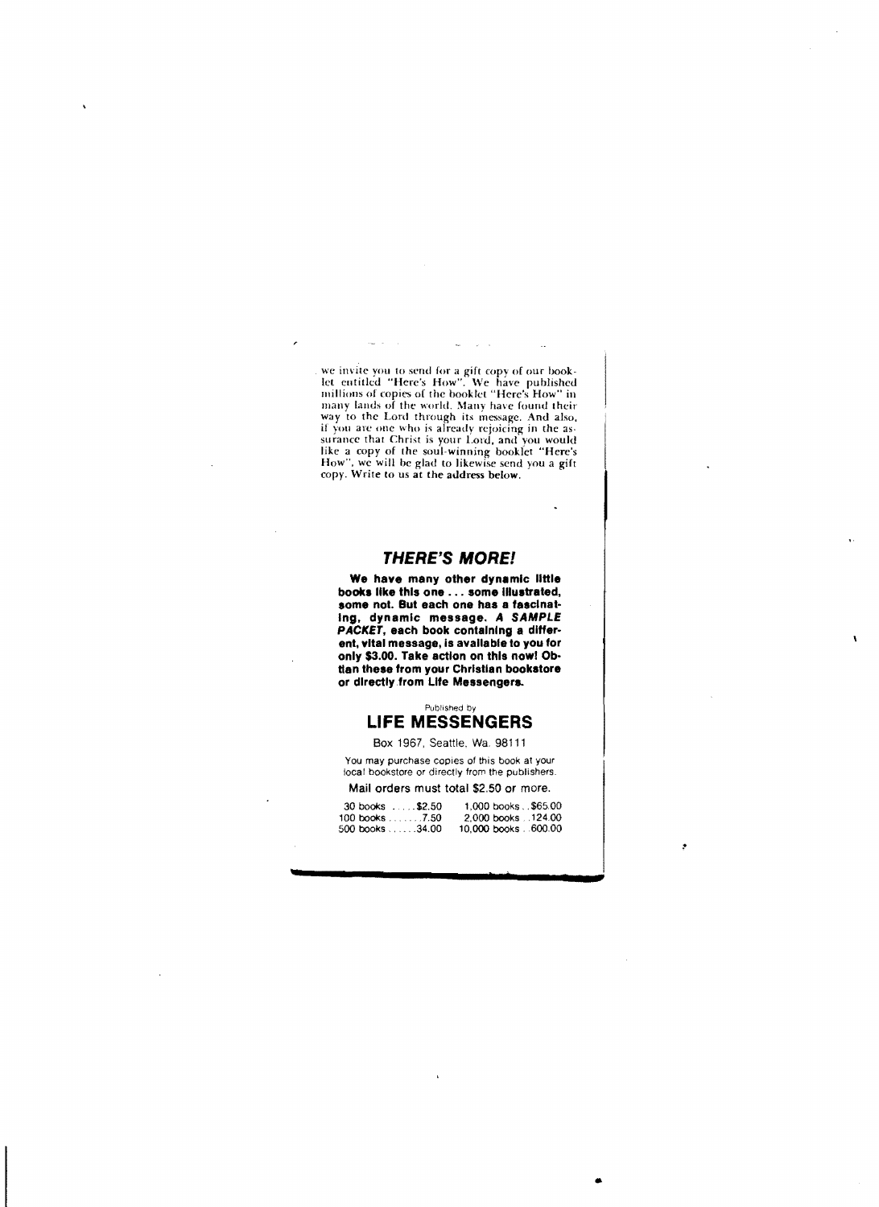we invite you to send for a gift copy of our booklet entitled "Here's How". We have published millions of copies of the booklet "Here's How" in many lands of the world. Many have found their way to the Lord through its message. And also, if you are one who is already rejoicing in the assurance that Christ is your Lord, and you would like a copy of the soul-winning booklet "Here's How", we will be glad to likewise send you a gift copy. Write to us at the address below.

## *THERE'S MORE!*

**We have many other dynamic little books like this one . . . some illustrated, some not. But each one has a fascinating, dynamic message. *A SAMPLE PACKET*, each book containing a different, vital message, is available to you for only $3.00. Take action on this now! Obtian these from your Christian bookstore or directly from Life Messengers.**

Published by

## LIFE MESSENGERS

Box 1967, Seattle, Wa. 98111

You may purchase copies of this book at your local bookstore or directly from the publishers.

Mail orders must total $2.50 or more.

| | | | |
|---|---|---|---|
| 30 books | $2.50 | 1,000 books | $65.00 |
| 100 books | 7.50 | 2,000 books | 124.00 |
| 500 books | 34.00 | 10,000 books | 600.00 |